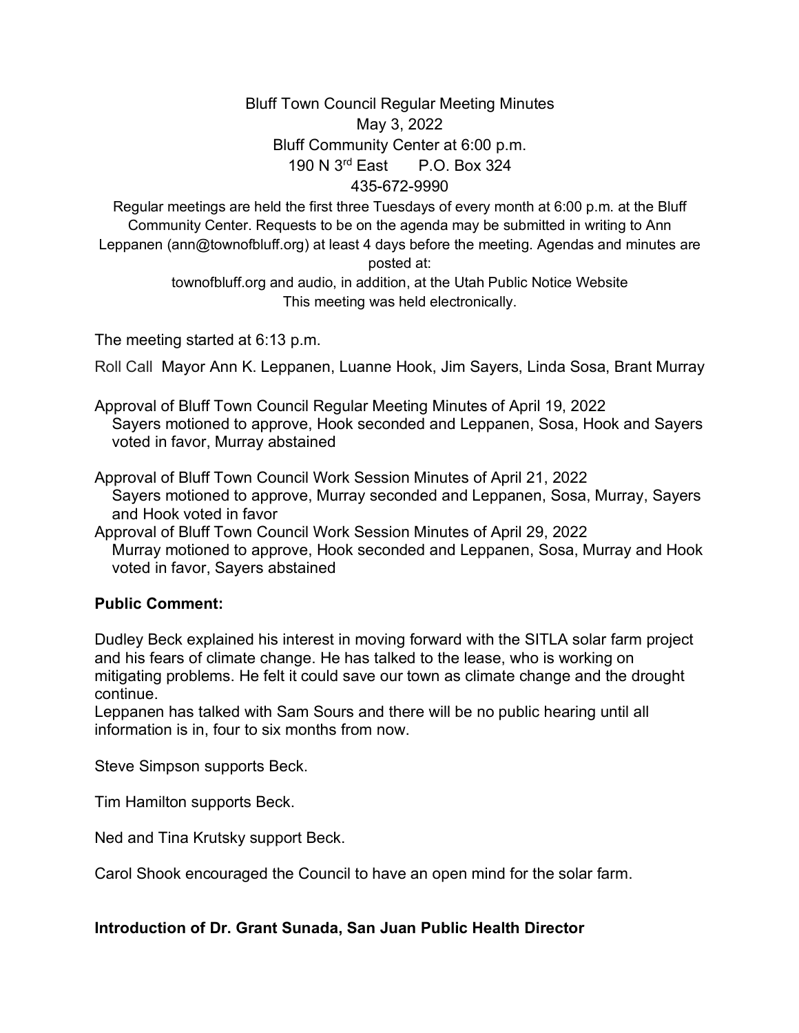# Bluff Town Council Regular Meeting Minutes

May 3, 2022
Bluff Community Center at 6:00 p.m.
190 N 3rd East P.O. Box 324
435-672-9990

Regular meetings are held the first three Tuesdays of every month at 6:00 p.m. at the Bluff Community Center. Requests to be on the agenda may be submitted in writing to Ann Leppanen (ann@townofbluff.org) at least 4 days before the meeting. Agendas and minutes are posted at:
townofbluff.org and audio, in addition, at the Utah Public Notice Website
This meeting was held electronically.

The meeting started at 6:13 p.m.

Roll Call Mayor Ann K. Leppanen, Luanne Hook, Jim Sayers, Linda Sosa, Brant Murray

Approval of Bluff Town Council Regular Meeting Minutes of April 19, 2022
Sayers motioned to approve, Hook seconded and Leppanen, Sosa, Hook and Sayers voted in favor, Murray abstained

Approval of Bluff Town Council Work Session Minutes of April 21, 2022
Sayers motioned to approve, Murray seconded and Leppanen, Sosa, Murray, Sayers and Hook voted in favor

Approval of Bluff Town Council Work Session Minutes of April 29, 2022
Murray motioned to approve, Hook seconded and Leppanen, Sosa, Murray and Hook voted in favor, Sayers abstained

**Public Comment:**

Dudley Beck explained his interest in moving forward with the SITLA solar farm project and his fears of climate change. He has talked to the lease, who is working on mitigating problems. He felt it could save our town as climate change and the drought continue.
Leppanen has talked with Sam Sours and there will be no public hearing until all information is in, four to six months from now.

Steve Simpson supports Beck.

Tim Hamilton supports Beck.

Ned and Tina Krutsky support Beck.

Carol Shook encouraged the Council to have an open mind for the solar farm.

**Introduction of Dr. Grant Sunada, San Juan Public Health Director**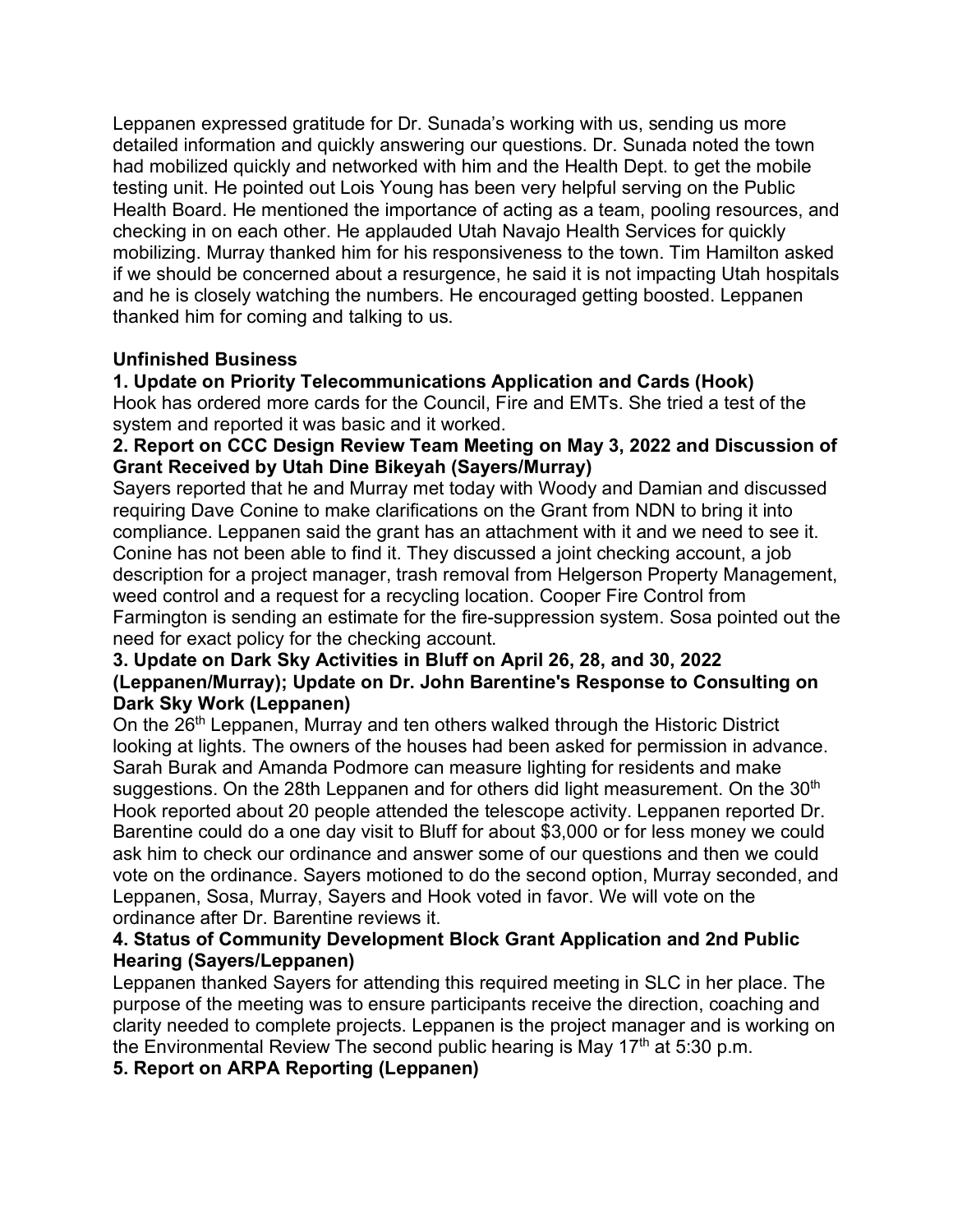Leppanen expressed gratitude for Dr. Sunada's working with us, sending us more detailed information and quickly answering our questions. Dr. Sunada noted the town had mobilized quickly and networked with him and the Health Dept. to get the mobile testing unit. He pointed out Lois Young has been very helpful serving on the Public Health Board. He mentioned the importance of acting as a team, pooling resources, and checking in on each other. He applauded Utah Navajo Health Services for quickly mobilizing. Murray thanked him for his responsiveness to the town. Tim Hamilton asked if we should be concerned about a resurgence, he said it is not impacting Utah hospitals and he is closely watching the numbers. He encouraged getting boosted. Leppanen thanked him for coming and talking to us.

**Unfinished Business**

**1. Update on Priority Telecommunications Application and Cards (Hook)**

Hook has ordered more cards for the Council, Fire and EMTs. She tried a test of the system and reported it was basic and it worked.

**2. Report on CCC Design Review Team Meeting on May 3, 2022 and Discussion of Grant Received by Utah Dine Bikeyah (Sayers/Murray)**

Sayers reported that he and Murray met today with Woody and Damian and discussed requiring Dave Conine to make clarifications on the Grant from NDN to bring it into compliance. Leppanen said the grant has an attachment with it and we need to see it. Conine has not been able to find it. They discussed a joint checking account, a job description for a project manager, trash removal from Helgerson Property Management, weed control and a request for a recycling location. Cooper Fire Control from Farmington is sending an estimate for the fire-suppression system. Sosa pointed out the need for exact policy for the checking account.

**3. Update on Dark Sky Activities in Bluff on April 26, 28, and 30, 2022 (Leppanen/Murray); Update on Dr. John Barentine's Response to Consulting on Dark Sky Work (Leppanen)**

On the 26th Leppanen, Murray and ten others walked through the Historic District looking at lights. The owners of the houses had been asked for permission in advance. Sarah Burak and Amanda Podmore can measure lighting for residents and make suggestions. On the 28th Leppanen and for others did light measurement. On the 30th Hook reported about 20 people attended the telescope activity. Leppanen reported Dr. Barentine could do a one day visit to Bluff for about $3,000 or for less money we could ask him to check our ordinance and answer some of our questions and then we could vote on the ordinance. Sayers motioned to do the second option, Murray seconded, and Leppanen, Sosa, Murray, Sayers and Hook voted in favor. We will vote on the ordinance after Dr. Barentine reviews it.

**4. Status of Community Development Block Grant Application and 2nd Public Hearing (Sayers/Leppanen)**

Leppanen thanked Sayers for attending this required meeting in SLC in her place. The purpose of the meeting was to ensure participants receive the direction, coaching and clarity needed to complete projects. Leppanen is the project manager and is working on the Environmental Review The second public hearing is May 17th at 5:30 p.m.

**5. Report on ARPA Reporting (Leppanen)**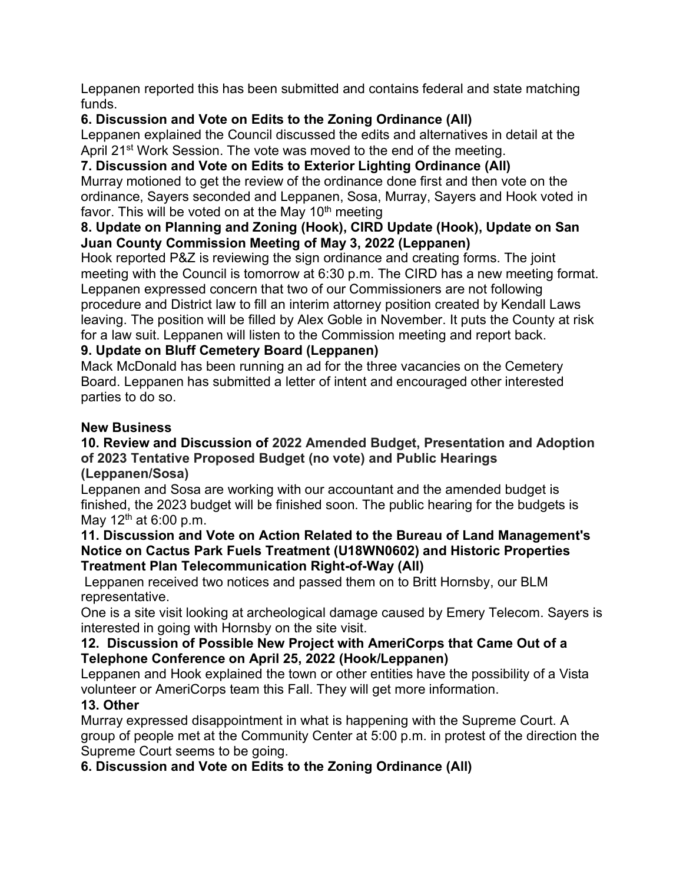Leppanen reported this has been submitted and contains federal and state matching funds.

**6. Discussion and Vote on Edits to the Zoning Ordinance (All)**

Leppanen explained the Council discussed the edits and alternatives in detail at the April 21st Work Session. The vote was moved to the end of the meeting.

**7. Discussion and Vote on Edits to Exterior Lighting Ordinance (All)**

Murray motioned to get the review of the ordinance done first and then vote on the ordinance, Sayers seconded and Leppanen, Sosa, Murray, Sayers and Hook voted in favor. This will be voted on at the May 10th meeting

**8. Update on Planning and Zoning (Hook), CIRD Update (Hook), Update on San Juan County Commission Meeting of May 3, 2022 (Leppanen)**

Hook reported P&Z is reviewing the sign ordinance and creating forms. The joint meeting with the Council is tomorrow at 6:30 p.m. The CIRD has a new meeting format. Leppanen expressed concern that two of our Commissioners are not following procedure and District law to fill an interim attorney position created by Kendall Laws leaving. The position will be filled by Alex Goble in November. It puts the County at risk for a law suit. Leppanen will listen to the Commission meeting and report back.

**9. Update on Bluff Cemetery Board (Leppanen)**

Mack McDonald has been running an ad for the three vacancies on the Cemetery Board. Leppanen has submitted a letter of intent and encouraged other interested parties to do so.

**New Business**

**10. Review and Discussion of 2022 Amended Budget, Presentation and Adoption of 2023 Tentative Proposed Budget (no vote) and Public Hearings (Leppanen/Sosa)**

Leppanen and Sosa are working with our accountant and the amended budget is finished, the 2023 budget will be finished soon. The public hearing for the budgets is May 12th at 6:00 p.m.

**11. Discussion and Vote on Action Related to the Bureau of Land Management's Notice on Cactus Park Fuels Treatment (U18WN0602) and Historic Properties Treatment Plan Telecommunication Right-of-Way (All)**

Leppanen received two notices and passed them on to Britt Hornsby, our BLM representative.

One is a site visit looking at archeological damage caused by Emery Telecom. Sayers is interested in going with Hornsby on the site visit.

**12. Discussion of Possible New Project with AmeriCorps that Came Out of a Telephone Conference on April 25, 2022 (Hook/Leppanen)**

Leppanen and Hook explained the town or other entities have the possibility of a Vista volunteer or AmeriCorps team this Fall. They will get more information.

**13. Other**

Murray expressed disappointment in what is happening with the Supreme Court. A group of people met at the Community Center at 5:00 p.m. in protest of the direction the Supreme Court seems to be going.

**6. Discussion and Vote on Edits to the Zoning Ordinance (All)**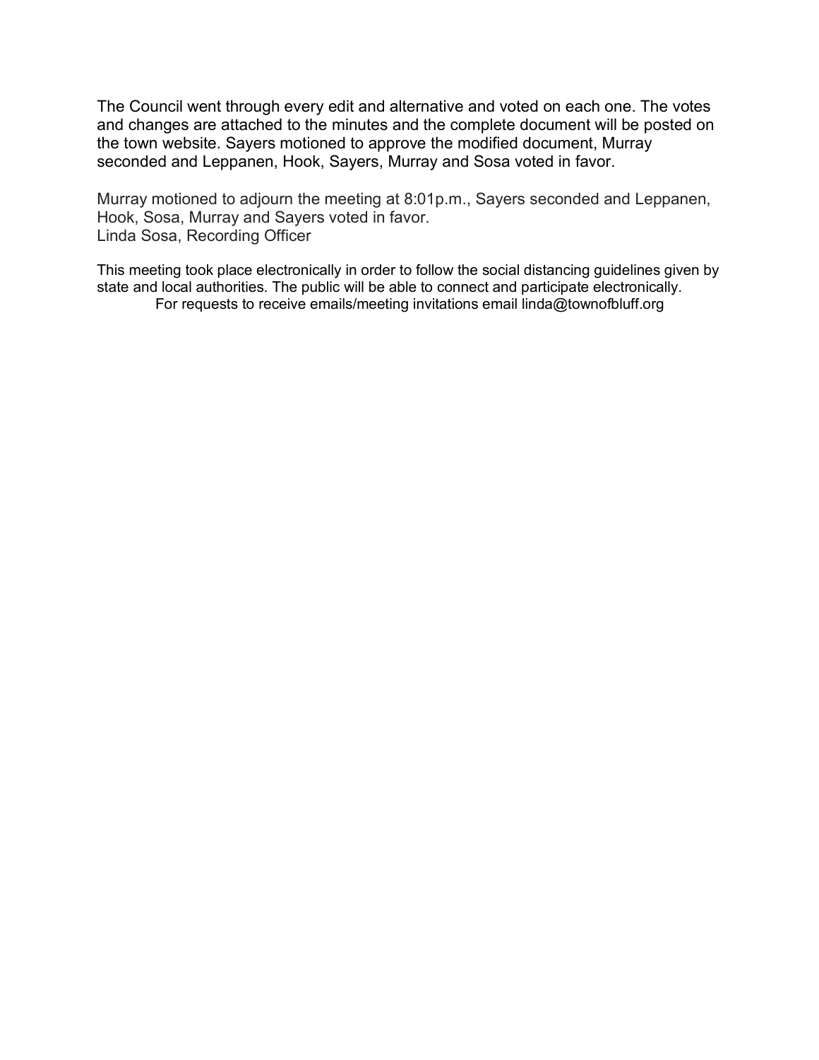The Council went through every edit and alternative and voted on each one. The votes and changes are attached to the minutes and the complete document will be posted on the town website. Sayers motioned to approve the modified document, Murray seconded and Leppanen, Hook, Sayers, Murray and Sosa voted in favor.

Murray motioned to adjourn the meeting at 8:01p.m., Sayers seconded and Leppanen, Hook, Sosa, Murray and Sayers voted in favor.
Linda Sosa, Recording Officer

This meeting took place electronically in order to follow the social distancing guidelines given by state and local authorities. The public will be able to connect and participate electronically.
For requests to receive emails/meeting invitations email linda@townofbluff.org